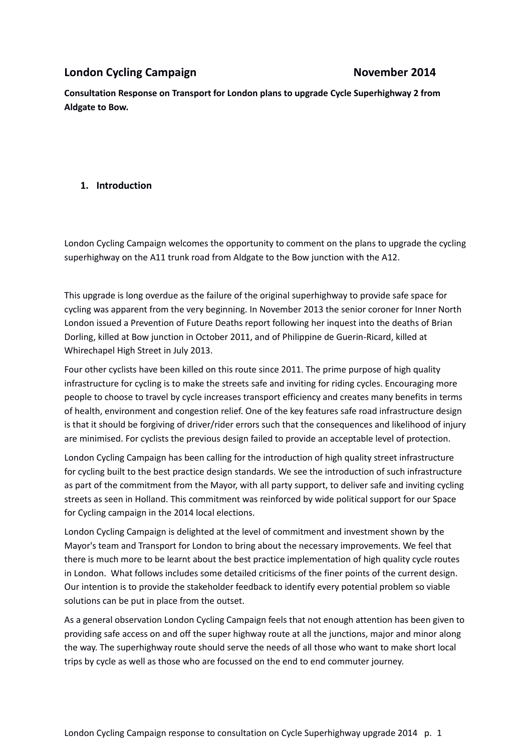**London Cycling Campaign** **November 2014**

**Consultation Response on Transport for London plans to upgrade Cycle Superhighway 2 from Aldgate to Bow.**

## 1. Introduction

London Cycling Campaign welcomes the opportunity to comment on the plans to upgrade the cycling superhighway on the A11 trunk road from Aldgate to the Bow junction with the A12.

This upgrade is long overdue as the failure of the original superhighway to provide safe space for cycling was apparent from the very beginning. In November 2013 the senior coroner for Inner North London issued a Prevention of Future Deaths report following her inquest into the deaths of Brian Dorling, killed at Bow junction in October 2011, and of Philippine de Guerin-Ricard, killed at Whirechapel High Street in July 2013.

Four other cyclists have been killed on this route since 2011. The prime purpose of high quality infrastructure for cycling is to make the streets safe and inviting for riding cycles. Encouraging more people to choose to travel by cycle increases transport efficiency and creates many benefits in terms of health, environment and congestion relief. One of the key features safe road infrastructure design is that it should be forgiving of driver/rider errors such that the consequences and likelihood of injury are minimised. For cyclists the previous design failed to provide an acceptable level of protection.

London Cycling Campaign has been calling for the introduction of high quality street infrastructure for cycling built to the best practice design standards. We see the introduction of such infrastructure as part of the commitment from the Mayor, with all party support, to deliver safe and inviting cycling streets as seen in Holland. This commitment was reinforced by wide political support for our Space for Cycling campaign in the 2014 local elections.

London Cycling Campaign is delighted at the level of commitment and investment shown by the Mayor's team and Transport for London to bring about the necessary improvements. We feel that there is much more to be learnt about the best practice implementation of high quality cycle routes in London. What follows includes some detailed criticisms of the finer points of the current design. Our intention is to provide the stakeholder feedback to identify every potential problem so viable solutions can be put in place from the outset.

As a general observation London Cycling Campaign feels that not enough attention has been given to providing safe access on and off the super highway route at all the junctions, major and minor along the way. The superhighway route should serve the needs of all those who want to make short local trips by cycle as well as those who are focussed on the end to end commuter journey.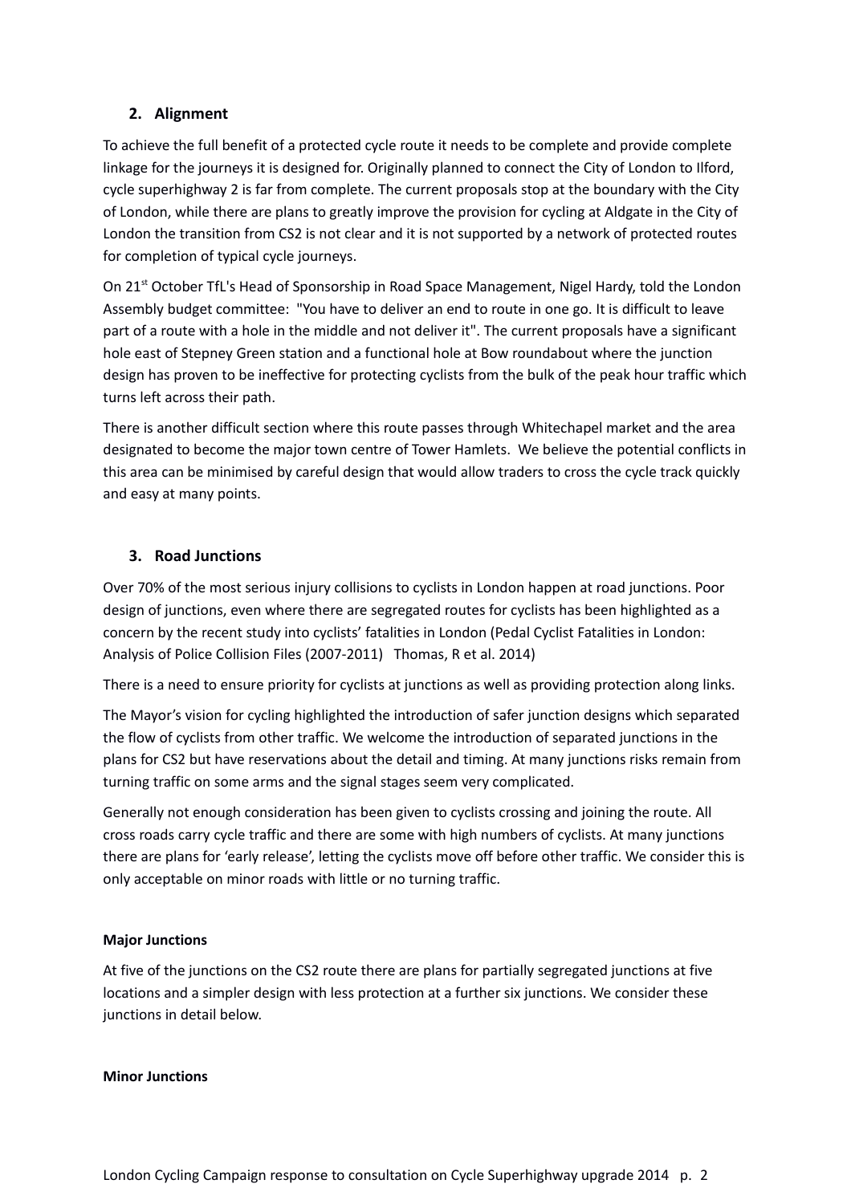## 2. Alignment

To achieve the full benefit of a protected cycle route it needs to be complete and provide complete linkage for the journeys it is designed for. Originally planned to connect the City of London to Ilford, cycle superhighway 2 is far from complete. The current proposals stop at the boundary with the City of London, while there are plans to greatly improve the provision for cycling at Aldgate in the City of London the transition from CS2 is not clear and it is not supported by a network of protected routes for completion of typical cycle journeys.

On 21st October TfL's Head of Sponsorship in Road Space Management, Nigel Hardy, told the London Assembly budget committee: "You have to deliver an end to route in one go. It is difficult to leave part of a route with a hole in the middle and not deliver it". The current proposals have a significant hole east of Stepney Green station and a functional hole at Bow roundabout where the junction design has proven to be ineffective for protecting cyclists from the bulk of the peak hour traffic which turns left across their path.

There is another difficult section where this route passes through Whitechapel market and the area designated to become the major town centre of Tower Hamlets. We believe the potential conflicts in this area can be minimised by careful design that would allow traders to cross the cycle track quickly and easy at many points.

## 3. Road Junctions

Over 70% of the most serious injury collisions to cyclists in London happen at road junctions. Poor design of junctions, even where there are segregated routes for cyclists has been highlighted as a concern by the recent study into cyclists' fatalities in London (Pedal Cyclist Fatalities in London: Analysis of Police Collision Files (2007-2011) Thomas, R et al. 2014)

There is a need to ensure priority for cyclists at junctions as well as providing protection along links.

The Mayor's vision for cycling highlighted the introduction of safer junction designs which separated the flow of cyclists from other traffic. We welcome the introduction of separated junctions in the plans for CS2 but have reservations about the detail and timing. At many junctions risks remain from turning traffic on some arms and the signal stages seem very complicated.

Generally not enough consideration has been given to cyclists crossing and joining the route. All cross roads carry cycle traffic and there are some with high numbers of cyclists. At many junctions there are plans for 'early release', letting the cyclists move off before other traffic. We consider this is only acceptable on minor roads with little or no turning traffic.

**Major Junctions**

At five of the junctions on the CS2 route there are plans for partially segregated junctions at five locations and a simpler design with less protection at a further six junctions. We consider these junctions in detail below.

**Minor Junctions**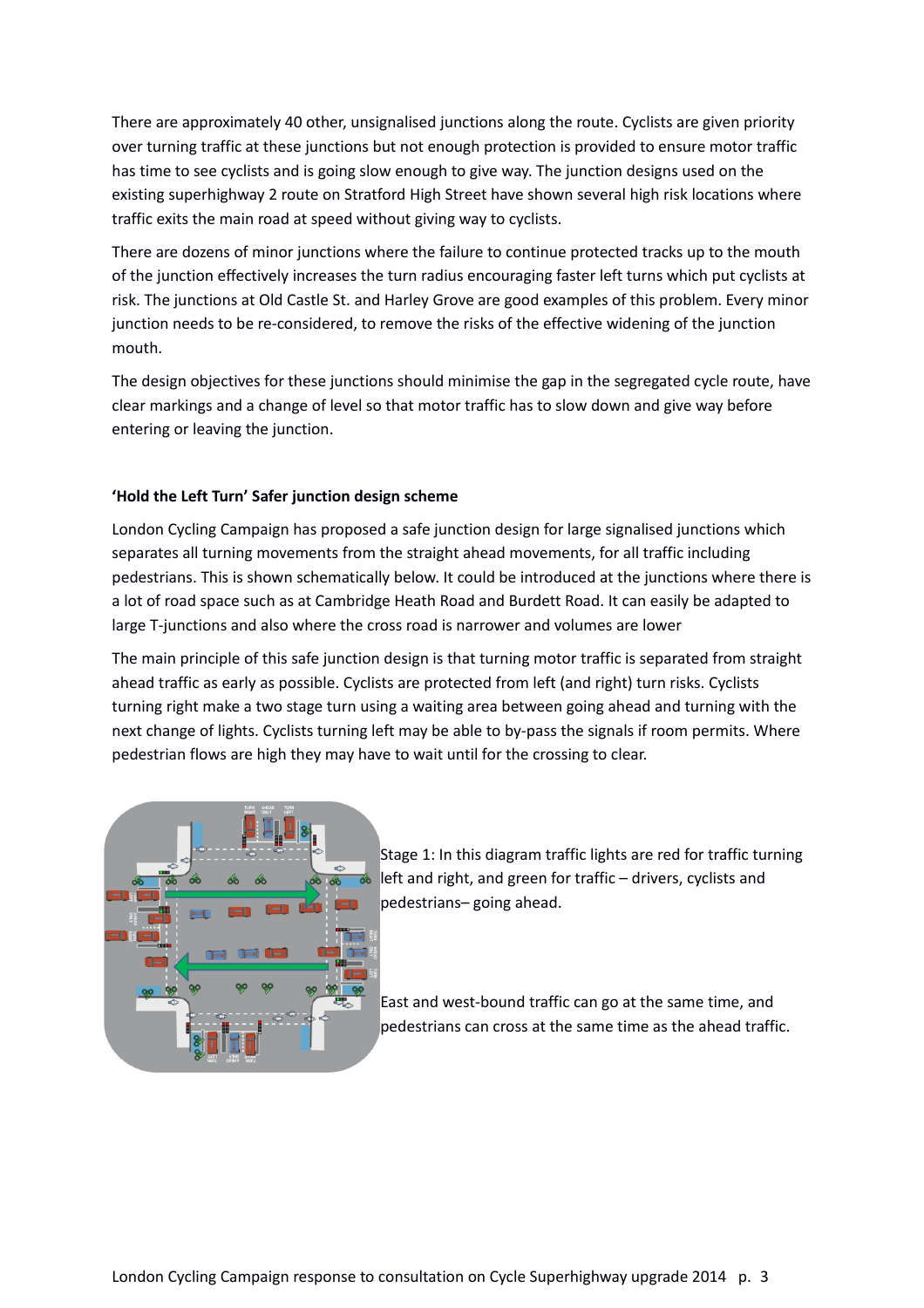There are approximately 40 other, unsignalised junctions along the route. Cyclists are given priority over turning traffic at these junctions but not enough protection is provided to ensure motor traffic has time to see cyclists and is going slow enough to give way. The junction designs used on the existing superhighway 2 route on Stratford High Street have shown several high risk locations where traffic exits the main road at speed without giving way to cyclists.

There are dozens of minor junctions where the failure to continue protected tracks up to the mouth of the junction effectively increases the turn radius encouraging faster left turns which put cyclists at risk. The junctions at Old Castle St. and Harley Grove are good examples of this problem. Every minor junction needs to be re-considered, to remove the risks of the effective widening of the junction mouth.

The design objectives for these junctions should minimise the gap in the segregated cycle route, have clear markings and a change of level so that motor traffic has to slow down and give way before entering or leaving the junction.

**'Hold the Left Turn' Safer junction design scheme**

London Cycling Campaign has proposed a safe junction design for large signalised junctions which separates all turning movements from the straight ahead movements, for all traffic including pedestrians. This is shown schematically below. It could be introduced at the junctions where there is a lot of road space such as at Cambridge Heath Road and Burdett Road. It can easily be adapted to large T-junctions and also where the cross road is narrower and volumes are lower

The main principle of this safe junction design is that turning motor traffic is separated from straight ahead traffic as early as possible. Cyclists are protected from left (and right) turn risks. Cyclists turning right make a two stage turn using a waiting area between going ahead and turning with the next change of lights. Cyclists turning left may be able to by-pass the signals if room permits. Where pedestrian flows are high they may have to wait until for the crossing to clear.

TURN RIGHT
AHEAD ONLY
TURN LEFT

Stage 1: In this diagram traffic lights are red for traffic turning left and right, and green for traffic – drivers, cyclists and pedestrians– going ahead.

East and west-bound traffic can go at the same time, and pedestrians can cross at the same time as the ahead traffic.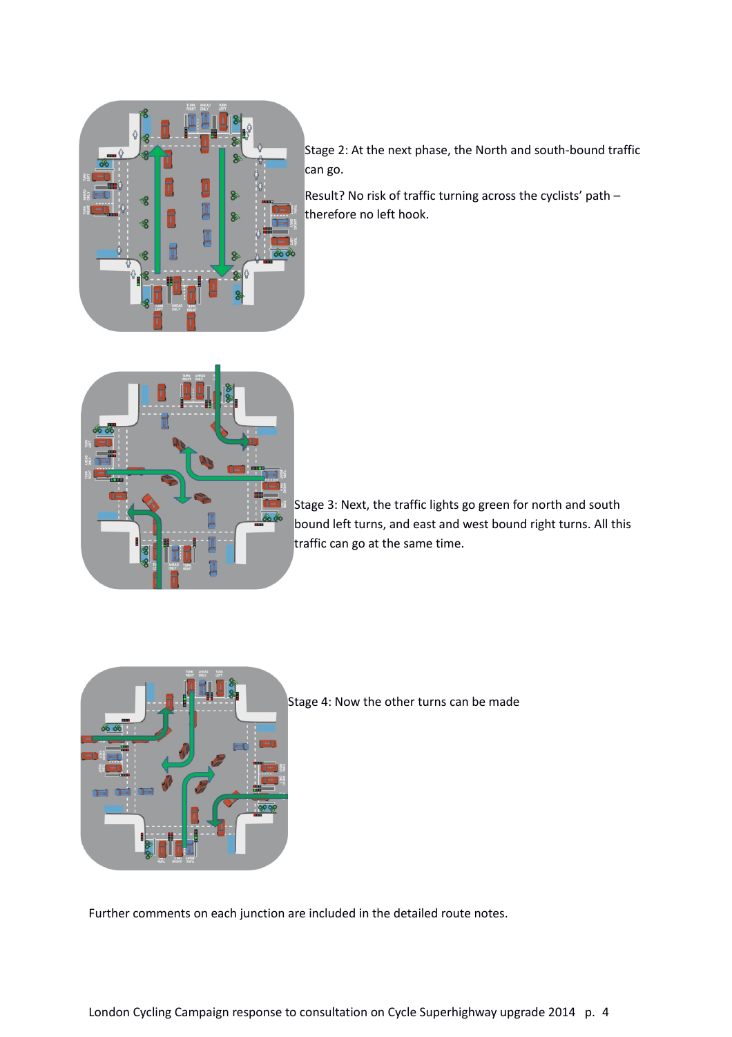Stage 2: At the next phase, the North and south-bound traffic can go.

Result? No risk of traffic turning across the cyclists' path – therefore no left hook.

Stage 3: Next, the traffic lights go green for north and south bound left turns, and east and west bound right turns. All this traffic can go at the same time.

Stage 4: Now the other turns can be made

Further comments on each junction are included in the detailed route notes.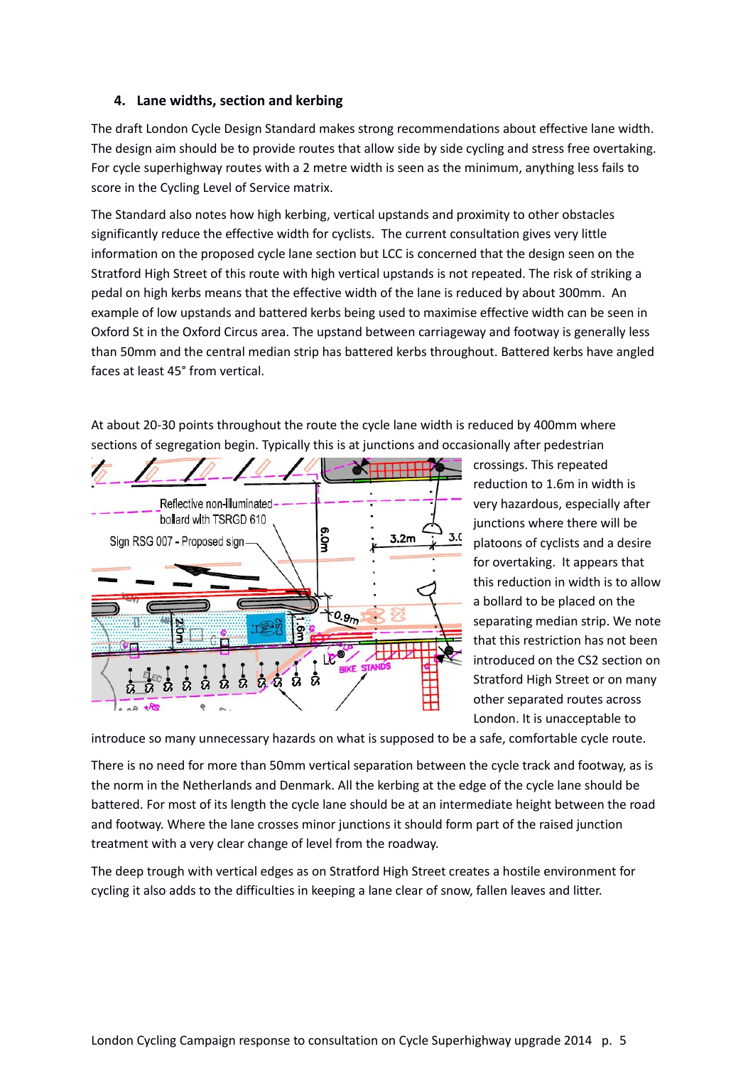## 4. Lane widths, section and kerbing

The draft London Cycle Design Standard makes strong recommendations about effective lane width. The design aim should be to provide routes that allow side by side cycling and stress free overtaking. For cycle superhighway routes with a 2 metre width is seen as the minimum, anything less fails to score in the Cycling Level of Service matrix.

The Standard also notes how high kerbing, vertical upstands and proximity to other obstacles significantly reduce the effective width for cyclists. The current consultation gives very little information on the proposed cycle lane section but LCC is concerned that the design seen on the Stratford High Street of this route with high vertical upstands is not repeated. The risk of striking a pedal on high kerbs means that the effective width of the lane is reduced by about 300mm. An example of low upstands and battered kerbs being used to maximise effective width can be seen in Oxford St in the Oxford Circus area. The upstand between carriageway and footway is generally less than 50mm and the central median strip has battered kerbs throughout. Battered kerbs have angled faces at least 45° from vertical.

At about 20-30 points throughout the route the cycle lane width is reduced by 400mm where sections of segregation begin. Typically this is at junctions and occasionally after pedestrian crossings. This repeated reduction to 1.6m in width is very hazardous, especially after junctions where there will be platoons of cyclists and a desire for overtaking. It appears that this reduction in width is to allow a bollard to be placed on the separating median strip. We note that this restriction has not been introduced on the CS2 section on Stratford High Street or on many other separated routes across London. It is unacceptable to introduce so many unnecessary hazards on what is supposed to be a safe, comfortable cycle route.

Reflective non-illuminated bollard with TSRGD 610

Sign RSG 007 - Proposed sign

6.0m

3.2m

2.0m

1.6m

0.9m

BIKE STANDS

There is no need for more than 50mm vertical separation between the cycle track and footway, as is the norm in the Netherlands and Denmark. All the kerbing at the edge of the cycle lane should be battered. For most of its length the cycle lane should be at an intermediate height between the road and footway. Where the lane crosses minor junctions it should form part of the raised junction treatment with a very clear change of level from the roadway.

The deep trough with vertical edges as on Stratford High Street creates a hostile environment for cycling it also adds to the difficulties in keeping a lane clear of snow, fallen leaves and litter.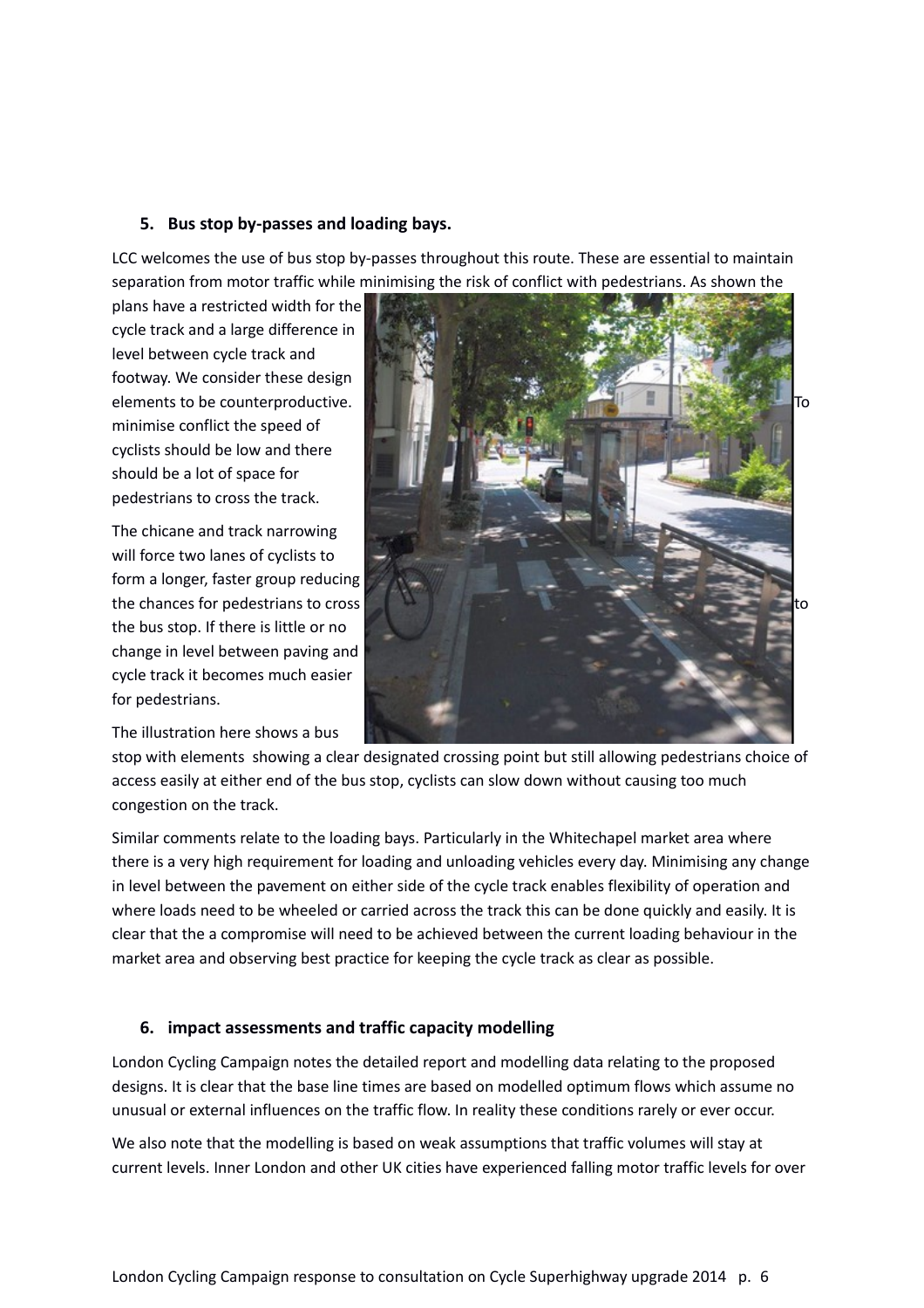## 5. Bus stop by-passes and loading bays.

LCC welcomes the use of bus stop by-passes throughout this route. These are essential to maintain separation from motor traffic while minimising the risk of conflict with pedestrians. As shown the plans have a restricted width for the cycle track and a large difference in level between cycle track and footway. We consider these design elements to be counterproductive. To minimise conflict the speed of cyclists should be low and there should be a lot of space for pedestrians to cross the track.

The chicane and track narrowing will force two lanes of cyclists to form a longer, faster group reducing the chances for pedestrians to cross to the bus stop. If there is little or no change in level between paving and cycle track it becomes much easier for pedestrians.

The illustration here shows a bus stop with elements showing a clear designated crossing point but still allowing pedestrians choice of access easily at either end of the bus stop, cyclists can slow down without causing too much congestion on the track.

Similar comments relate to the loading bays. Particularly in the Whitechapel market area where there is a very high requirement for loading and unloading vehicles every day. Minimising any change in level between the pavement on either side of the cycle track enables flexibility of operation and where loads need to be wheeled or carried across the track this can be done quickly and easily. It is clear that the a compromise will need to be achieved between the current loading behaviour in the market area and observing best practice for keeping the cycle track as clear as possible.

## 6. impact assessments and traffic capacity modelling

London Cycling Campaign notes the detailed report and modelling data relating to the proposed designs. It is clear that the base line times are based on modelled optimum flows which assume no unusual or external influences on the traffic flow. In reality these conditions rarely or ever occur.

We also note that the modelling is based on weak assumptions that traffic volumes will stay at current levels. Inner London and other UK cities have experienced falling motor traffic levels for over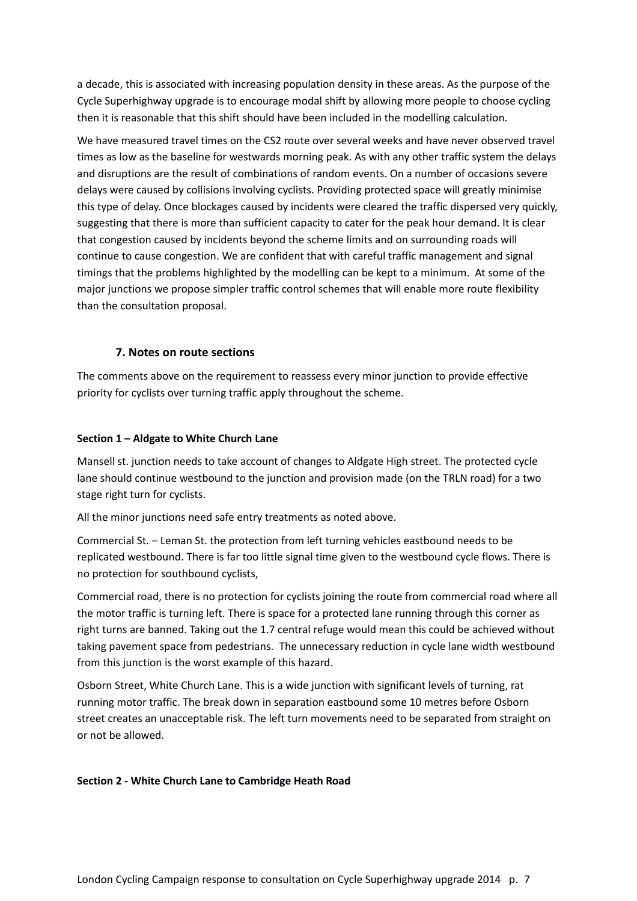a decade, this is associated with increasing population density in these areas. As the purpose of the Cycle Superhighway upgrade is to encourage modal shift by allowing more people to choose cycling then it is reasonable that this shift should have been included in the modelling calculation.

We have measured travel times on the CS2 route over several weeks and have never observed travel times as low as the baseline for westwards morning peak. As with any other traffic system the delays and disruptions are the result of combinations of random events. On a number of occasions severe delays were caused by collisions involving cyclists. Providing protected space will greatly minimise this type of delay. Once blockages caused by incidents were cleared the traffic dispersed very quickly, suggesting that there is more than sufficient capacity to cater for the peak hour demand. It is clear that congestion caused by incidents beyond the scheme limits and on surrounding roads will continue to cause congestion. We are confident that with careful traffic management and signal timings that the problems highlighted by the modelling can be kept to a minimum. At some of the major junctions we propose simpler traffic control schemes that will enable more route flexibility than the consultation proposal.

## 7. Notes on route sections

The comments above on the requirement to reassess every minor junction to provide effective priority for cyclists over turning traffic apply throughout the scheme.

**Section 1 – Aldgate to White Church Lane**

Mansell st. junction needs to take account of changes to Aldgate High street. The protected cycle lane should continue westbound to the junction and provision made (on the TRLN road) for a two stage right turn for cyclists.

All the minor junctions need safe entry treatments as noted above.

Commercial St. – Leman St. the protection from left turning vehicles eastbound needs to be replicated westbound. There is far too little signal time given to the westbound cycle flows. There is no protection for southbound cyclists,

Commercial road, there is no protection for cyclists joining the route from commercial road where all the motor traffic is turning left. There is space for a protected lane running through this corner as right turns are banned. Taking out the 1.7 central refuge would mean this could be achieved without taking pavement space from pedestrians. The unnecessary reduction in cycle lane width westbound from this junction is the worst example of this hazard.

Osborn Street, White Church Lane. This is a wide junction with significant levels of turning, rat running motor traffic. The break down in separation eastbound some 10 metres before Osborn street creates an unacceptable risk. The left turn movements need to be separated from straight on or not be allowed.

**Section 2 - White Church Lane to Cambridge Heath Road**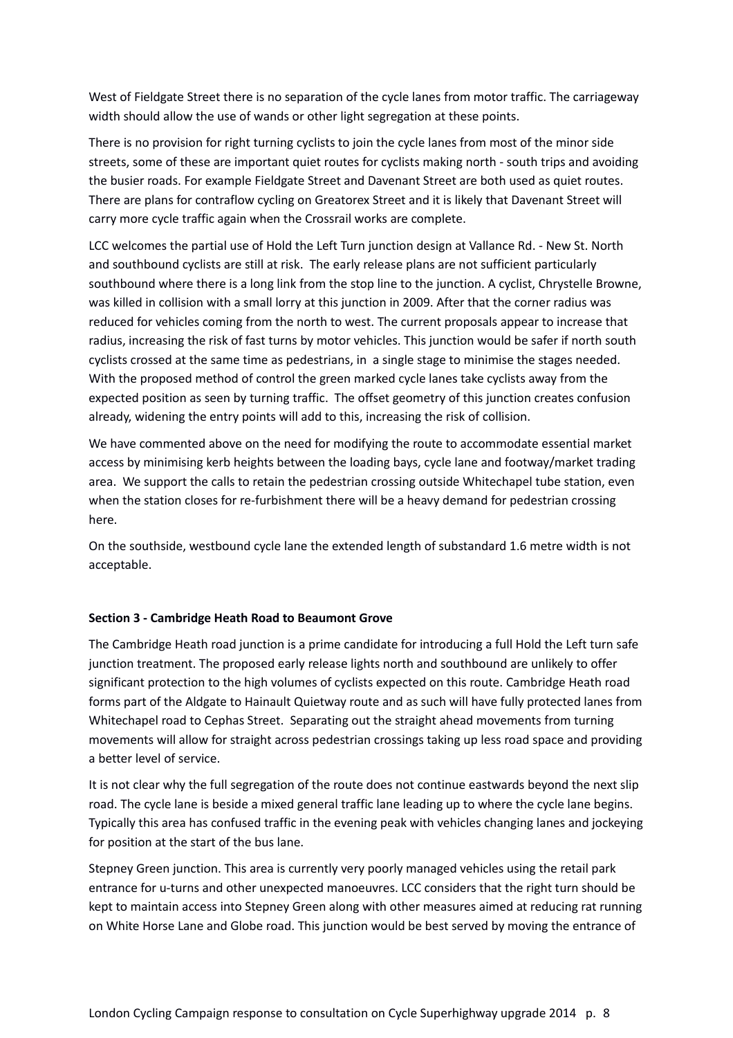West of Fieldgate Street there is no separation of the cycle lanes from motor traffic. The carriageway width should allow the use of wands or other light segregation at these points.

There is no provision for right turning cyclists to join the cycle lanes from most of the minor side streets, some of these are important quiet routes for cyclists making north - south trips and avoiding the busier roads. For example Fieldgate Street and Davenant Street are both used as quiet routes. There are plans for contraflow cycling on Greatorex Street and it is likely that Davenant Street will carry more cycle traffic again when the Crossrail works are complete.

LCC welcomes the partial use of Hold the Left Turn junction design at Vallance Rd. - New St. North and southbound cyclists are still at risk. The early release plans are not sufficient particularly southbound where there is a long link from the stop line to the junction. A cyclist, Chrystelle Browne, was killed in collision with a small lorry at this junction in 2009. After that the corner radius was reduced for vehicles coming from the north to west. The current proposals appear to increase that radius, increasing the risk of fast turns by motor vehicles. This junction would be safer if north south cyclists crossed at the same time as pedestrians, in a single stage to minimise the stages needed. With the proposed method of control the green marked cycle lanes take cyclists away from the expected position as seen by turning traffic. The offset geometry of this junction creates confusion already, widening the entry points will add to this, increasing the risk of collision.

We have commented above on the need for modifying the route to accommodate essential market access by minimising kerb heights between the loading bays, cycle lane and footway/market trading area. We support the calls to retain the pedestrian crossing outside Whitechapel tube station, even when the station closes for re-furbishment there will be a heavy demand for pedestrian crossing here.

On the southside, westbound cycle lane the extended length of substandard 1.6 metre width is not acceptable.

**Section 3 - Cambridge Heath Road to Beaumont Grove**

The Cambridge Heath road junction is a prime candidate for introducing a full Hold the Left turn safe junction treatment. The proposed early release lights north and southbound are unlikely to offer significant protection to the high volumes of cyclists expected on this route. Cambridge Heath road forms part of the Aldgate to Hainault Quietway route and as such will have fully protected lanes from Whitechapel road to Cephas Street. Separating out the straight ahead movements from turning movements will allow for straight across pedestrian crossings taking up less road space and providing a better level of service.

It is not clear why the full segregation of the route does not continue eastwards beyond the next slip road. The cycle lane is beside a mixed general traffic lane leading up to where the cycle lane begins. Typically this area has confused traffic in the evening peak with vehicles changing lanes and jockeying for position at the start of the bus lane.

Stepney Green junction. This area is currently very poorly managed vehicles using the retail park entrance for u-turns and other unexpected manoeuvres. LCC considers that the right turn should be kept to maintain access into Stepney Green along with other measures aimed at reducing rat running on White Horse Lane and Globe road. This junction would be best served by moving the entrance of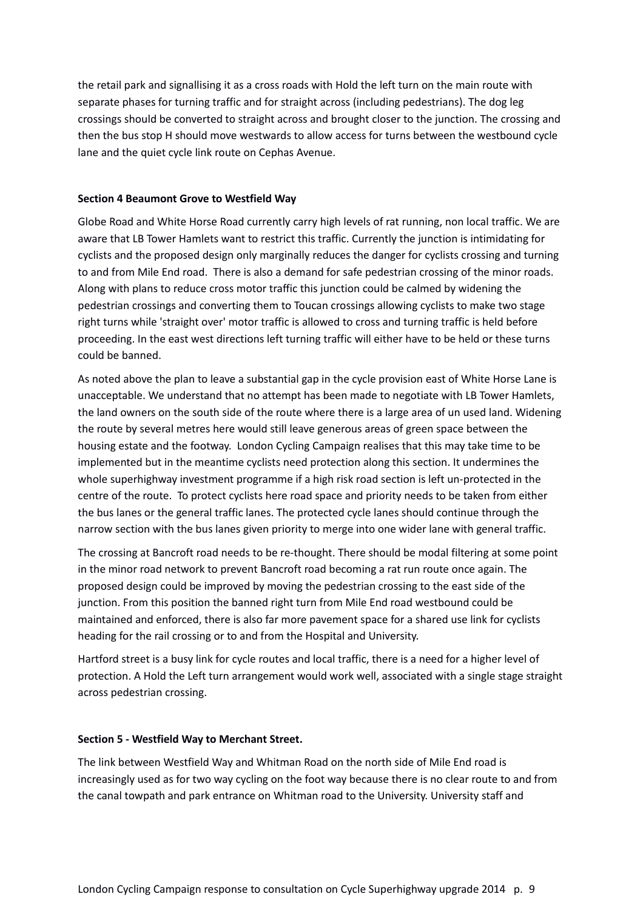the retail park and signallising it as a cross roads with Hold the left turn on the main route with separate phases for turning traffic and for straight across (including pedestrians). The dog leg crossings should be converted to straight across and brought closer to the junction. The crossing and then the bus stop H should move westwards to allow access for turns between the westbound cycle lane and the quiet cycle link route on Cephas Avenue.

**Section 4 Beaumont Grove to Westfield Way**

Globe Road and White Horse Road currently carry high levels of rat running, non local traffic. We are aware that LB Tower Hamlets want to restrict this traffic. Currently the junction is intimidating for cyclists and the proposed design only marginally reduces the danger for cyclists crossing and turning to and from Mile End road. There is also a demand for safe pedestrian crossing of the minor roads. Along with plans to reduce cross motor traffic this junction could be calmed by widening the pedestrian crossings and converting them to Toucan crossings allowing cyclists to make two stage right turns while 'straight over' motor traffic is allowed to cross and turning traffic is held before proceeding. In the east west directions left turning traffic will either have to be held or these turns could be banned.

As noted above the plan to leave a substantial gap in the cycle provision east of White Horse Lane is unacceptable. We understand that no attempt has been made to negotiate with LB Tower Hamlets, the land owners on the south side of the route where there is a large area of un used land. Widening the route by several metres here would still leave generous areas of green space between the housing estate and the footway. London Cycling Campaign realises that this may take time to be implemented but in the meantime cyclists need protection along this section. It undermines the whole superhighway investment programme if a high risk road section is left un-protected in the centre of the route. To protect cyclists here road space and priority needs to be taken from either the bus lanes or the general traffic lanes. The protected cycle lanes should continue through the narrow section with the bus lanes given priority to merge into one wider lane with general traffic.

The crossing at Bancroft road needs to be re-thought. There should be modal filtering at some point in the minor road network to prevent Bancroft road becoming a rat run route once again. The proposed design could be improved by moving the pedestrian crossing to the east side of the junction. From this position the banned right turn from Mile End road westbound could be maintained and enforced, there is also far more pavement space for a shared use link for cyclists heading for the rail crossing or to and from the Hospital and University.

Hartford street is a busy link for cycle routes and local traffic, there is a need for a higher level of protection. A Hold the Left turn arrangement would work well, associated with a single stage straight across pedestrian crossing.

**Section 5 - Westfield Way to Merchant Street.**

The link between Westfield Way and Whitman Road on the north side of Mile End road is increasingly used as for two way cycling on the foot way because there is no clear route to and from the canal towpath and park entrance on Whitman road to the University. University staff and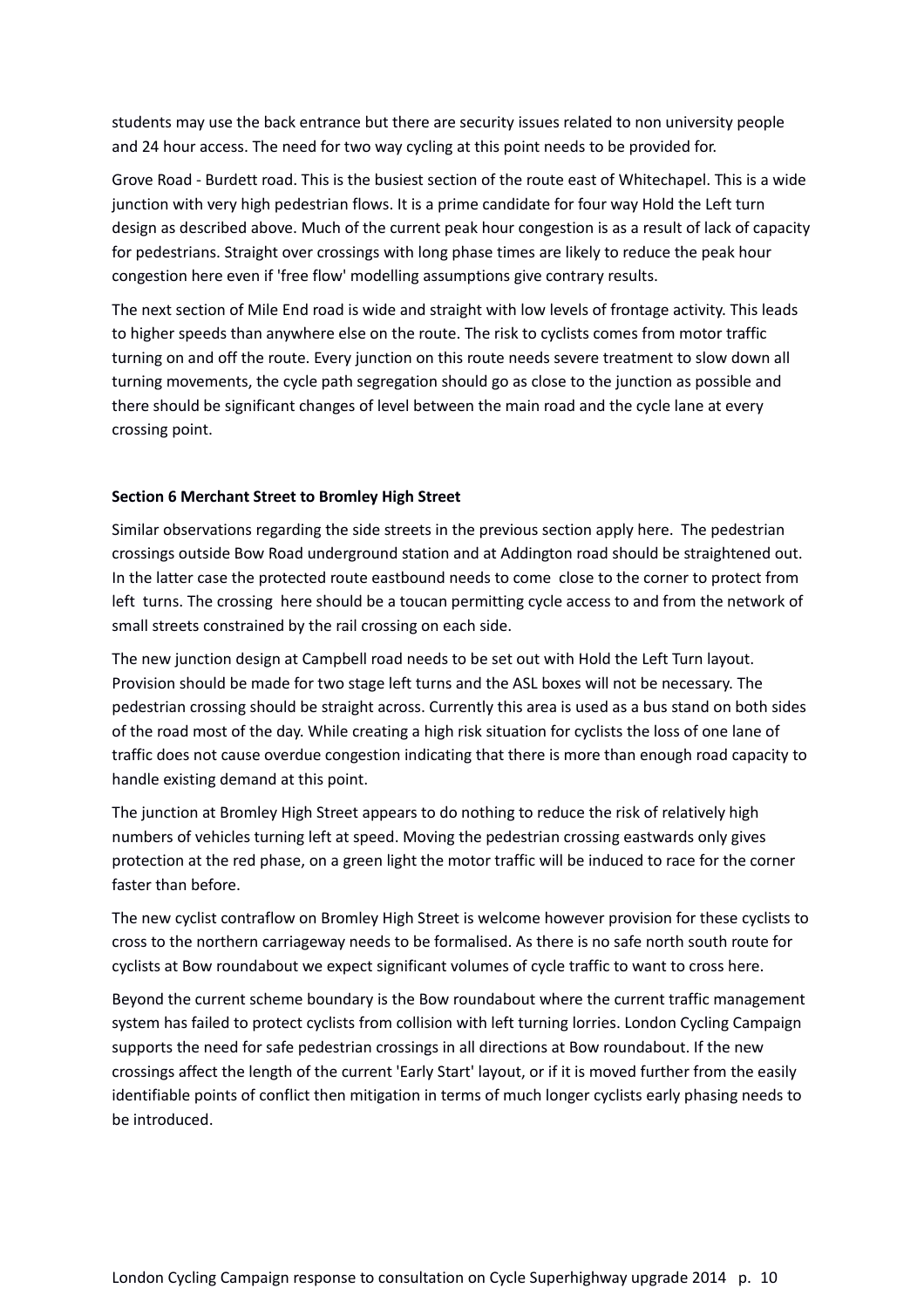students may use the back entrance but there are security issues related to non university people and 24 hour access. The need for two way cycling at this point needs to be provided for.

Grove Road - Burdett road. This is the busiest section of the route east of Whitechapel. This is a wide junction with very high pedestrian flows. It is a prime candidate for four way Hold the Left turn design as described above. Much of the current peak hour congestion is as a result of lack of capacity for pedestrians. Straight over crossings with long phase times are likely to reduce the peak hour congestion here even if 'free flow' modelling assumptions give contrary results.

The next section of Mile End road is wide and straight with low levels of frontage activity. This leads to higher speeds than anywhere else on the route. The risk to cyclists comes from motor traffic turning on and off the route. Every junction on this route needs severe treatment to slow down all turning movements, the cycle path segregation should go as close to the junction as possible and there should be significant changes of level between the main road and the cycle lane at every crossing point.

**Section 6 Merchant Street to Bromley High Street**

Similar observations regarding the side streets in the previous section apply here. The pedestrian crossings outside Bow Road underground station and at Addington road should be straightened out. In the latter case the protected route eastbound needs to come close to the corner to protect from left turns. The crossing here should be a toucan permitting cycle access to and from the network of small streets constrained by the rail crossing on each side.

The new junction design at Campbell road needs to be set out with Hold the Left Turn layout. Provision should be made for two stage left turns and the ASL boxes will not be necessary. The pedestrian crossing should be straight across. Currently this area is used as a bus stand on both sides of the road most of the day. While creating a high risk situation for cyclists the loss of one lane of traffic does not cause overdue congestion indicating that there is more than enough road capacity to handle existing demand at this point.

The junction at Bromley High Street appears to do nothing to reduce the risk of relatively high numbers of vehicles turning left at speed. Moving the pedestrian crossing eastwards only gives protection at the red phase, on a green light the motor traffic will be induced to race for the corner faster than before.

The new cyclist contraflow on Bromley High Street is welcome however provision for these cyclists to cross to the northern carriageway needs to be formalised. As there is no safe north south route for cyclists at Bow roundabout we expect significant volumes of cycle traffic to want to cross here.

Beyond the current scheme boundary is the Bow roundabout where the current traffic management system has failed to protect cyclists from collision with left turning lorries. London Cycling Campaign supports the need for safe pedestrian crossings in all directions at Bow roundabout. If the new crossings affect the length of the current 'Early Start' layout, or if it is moved further from the easily identifiable points of conflict then mitigation in terms of much longer cyclists early phasing needs to be introduced.